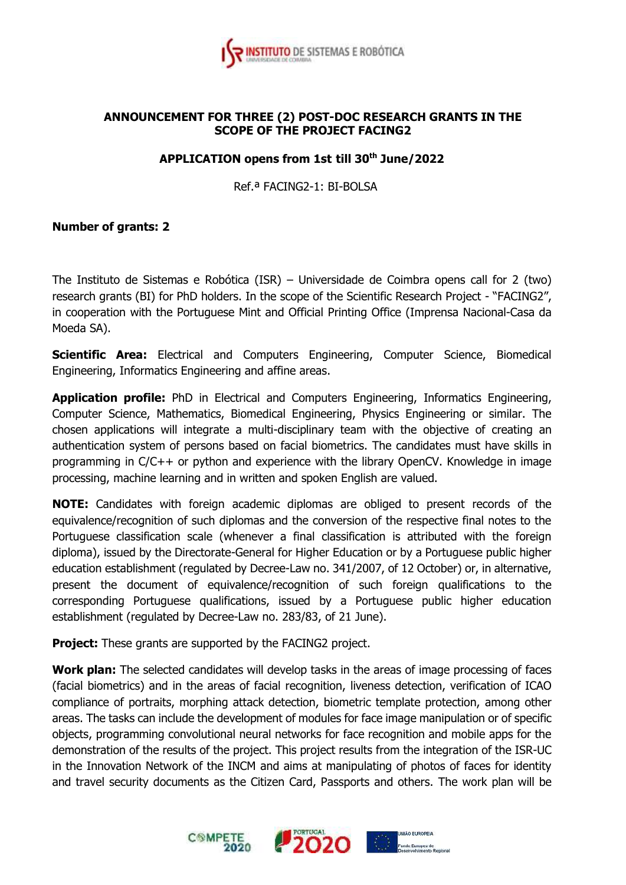**ANNOUNCEMENT FOR THREE (2) POST-DOC RESEARCH GRANTS IN THE SCOPE OF THE PROJECT FACING2**

**APPLICATION opens from 1st till 30th June/2022**

Ref.ª FACING2-1: BI-BOLSA

**Number of grants: 2**

The Instituto de Sistemas e Robótica (ISR) – Universidade de Coimbra opens call for 2 (two) research grants (BI) for PhD holders. In the scope of the Scientific Research Project - "FACING2", in cooperation with the Portuguese Mint and Official Printing Office (Imprensa Nacional-Casa da Moeda SA).

**Scientific Area:** Electrical and Computers Engineering, Computer Science, Biomedical Engineering, Informatics Engineering and affine areas.

**Application profile:** PhD in Electrical and Computers Engineering, Informatics Engineering, Computer Science, Mathematics, Biomedical Engineering, Physics Engineering or similar. The chosen applications will integrate a multi-disciplinary team with the objective of creating an authentication system of persons based on facial biometrics. The candidates must have skills in programming in C/C++ or python and experience with the library OpenCV. Knowledge in image processing, machine learning and in written and spoken English are valued.

**NOTE:** Candidates with foreign academic diplomas are obliged to present records of the equivalence/recognition of such diplomas and the conversion of the respective final notes to the Portuguese classification scale (whenever a final classification is attributed with the foreign diploma), issued by the Directorate-General for Higher Education or by a Portuguese public higher education establishment (regulated by Decree-Law no. 341/2007, of 12 October) or, in alternative, present the document of equivalence/recognition of such foreign qualifications to the corresponding Portuguese qualifications, issued by a Portuguese public higher education establishment (regulated by Decree-Law no. 283/83, of 21 June).

**Project:** These grants are supported by the FACING2 project.

**Work plan:** The selected candidates will develop tasks in the areas of image processing of faces (facial biometrics) and in the areas of facial recognition, liveness detection, verification of ICAO compliance of portraits, morphing attack detection, biometric template protection, among other areas. The tasks can include the development of modules for face image manipulation or of specific objects, programming convolutional neural networks for face recognition and mobile apps for the demonstration of the results of the project. This project results from the integration of the ISR-UC in the Innovation Network of the INCM and aims at manipulating of photos of faces for identity and travel security documents as the Citizen Card, Passports and others. The work plan will be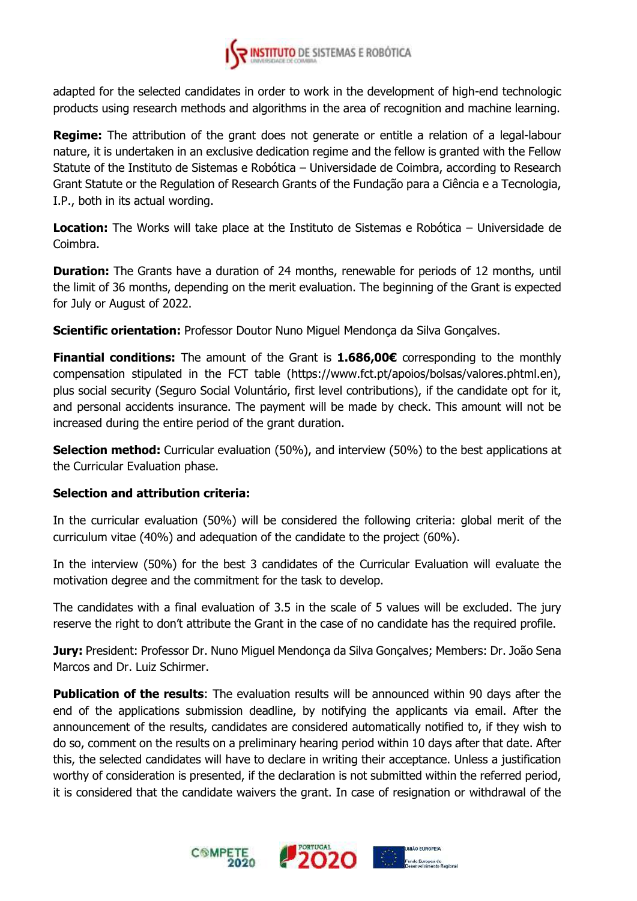adapted for the selected candidates in order to work in the development of high-end technologic products using research methods and algorithms in the area of recognition and machine learning.

**Regime:** The attribution of the grant does not generate or entitle a relation of a legal-labour nature, it is undertaken in an exclusive dedication regime and the fellow is granted with the Fellow Statute of the Instituto de Sistemas e Robótica – Universidade de Coimbra, according to Research Grant Statute or the Regulation of Research Grants of the Fundação para a Ciência e a Tecnologia, I.P., both in its actual wording.

**Location:** The Works will take place at the Instituto de Sistemas e Robótica – Universidade de Coimbra.

**Duration:** The Grants have a duration of 24 months, renewable for periods of 12 months, until the limit of 36 months, depending on the merit evaluation. The beginning of the Grant is expected for July or August of 2022.

**Scientific orientation:** Professor Doutor Nuno Miguel Mendonça da Silva Gonçalves.

**Finantial conditions:** The amount of the Grant is **1.686,00€** corresponding to the monthly compensation stipulated in the FCT table (https://www.fct.pt/apoios/bolsas/valores.phtml.en), plus social security (Seguro Social Voluntário, first level contributions), if the candidate opt for it, and personal accidents insurance. The payment will be made by check. This amount will not be increased during the entire period of the grant duration.

**Selection method:** Curricular evaluation (50%), and interview (50%) to the best applications at the Curricular Evaluation phase.

**Selection and attribution criteria:**

In the curricular evaluation (50%) will be considered the following criteria: global merit of the curriculum vitae (40%) and adequation of the candidate to the project (60%).

In the interview (50%) for the best 3 candidates of the Curricular Evaluation will evaluate the motivation degree and the commitment for the task to develop.

The candidates with a final evaluation of 3.5 in the scale of 5 values will be excluded. The jury reserve the right to don't attribute the Grant in the case of no candidate has the required profile.

**Jury:** President: Professor Dr. Nuno Miguel Mendonça da Silva Gonçalves; Members: Dr. João Sena Marcos and Dr. Luiz Schirmer.

**Publication of the results**: The evaluation results will be announced within 90 days after the end of the applications submission deadline, by notifying the applicants via email. After the announcement of the results, candidates are considered automatically notified to, if they wish to do so, comment on the results on a preliminary hearing period within 10 days after that date. After this, the selected candidates will have to declare in writing their acceptance. Unless a justification worthy of consideration is presented, if the declaration is not submitted within the referred period, it is considered that the candidate waivers the grant. In case of resignation or withdrawal of the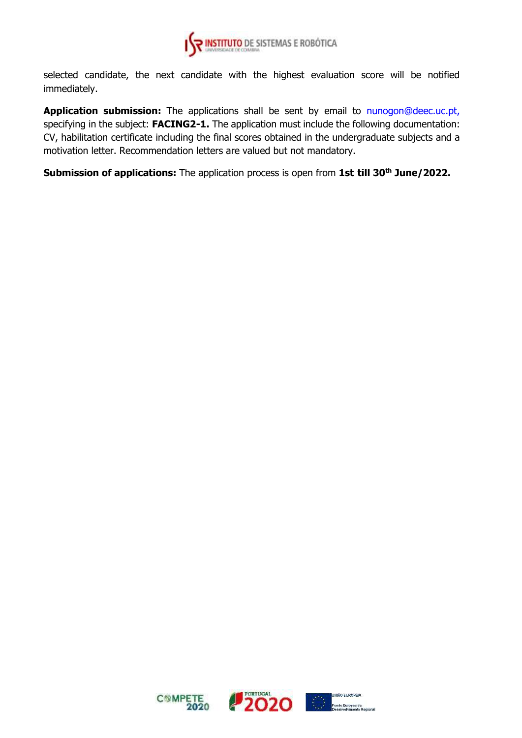selected candidate, the next candidate with the highest evaluation score will be notified immediately.

**Application submission:** The applications shall be sent by email to nunogon@deec.uc.pt, specifying in the subject: **FACING2-1.** The application must include the following documentation: CV, habilitation certificate including the final scores obtained in the undergraduate subjects and a motivation letter. Recommendation letters are valued but not mandatory.

**Submission of applications:** The application process is open from **1st till 30th June/2022.**